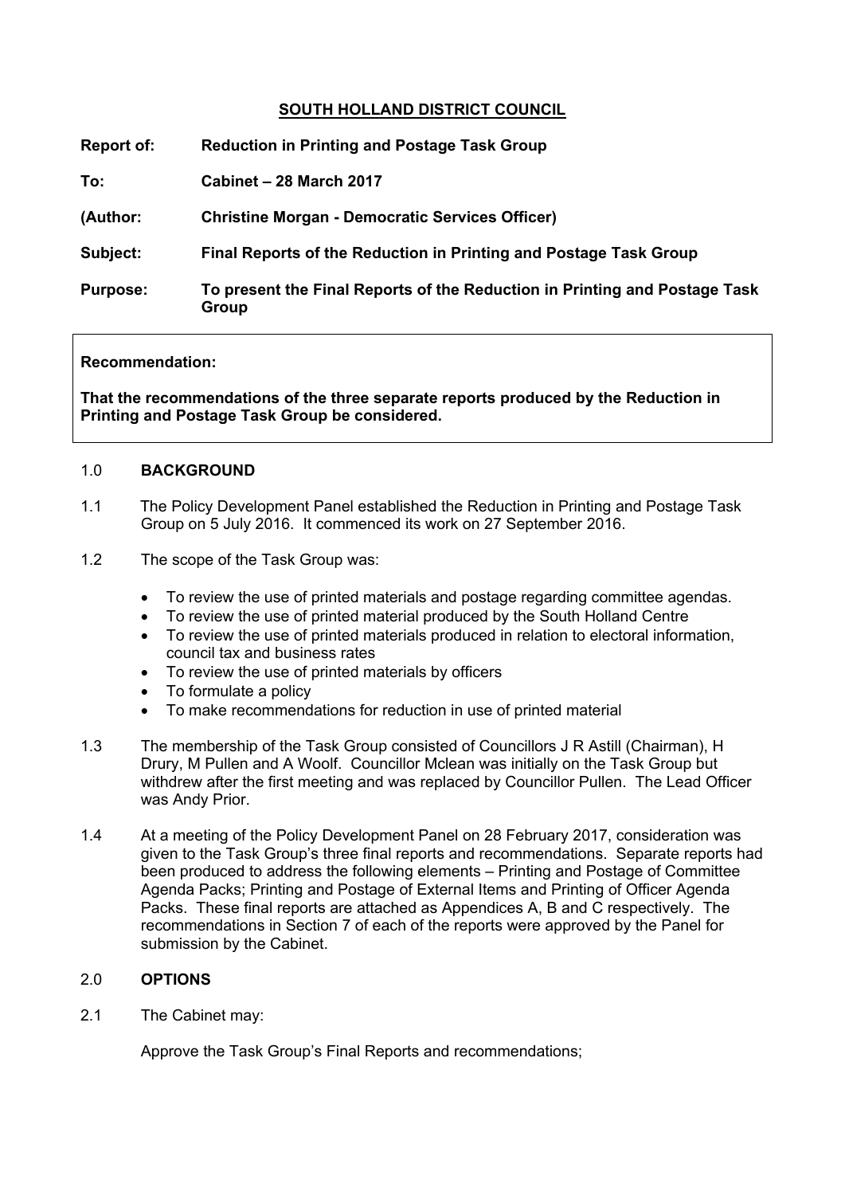# SOUTH HOLLAND DISTRICT COUNCIL

**Report of:** **Reduction in Printing and Postage Task Group**

**To:** **Cabinet – 28 March 2017**

**(Author:** **Christine Morgan - Democratic Services Officer)**

**Subject:** **Final Reports of the Reduction in Printing and Postage Task Group**

**Purpose:** **To present the Final Reports of the Reduction in Printing and Postage Task Group**

**Recommendation:**

**That the recommendations of the three separate reports produced by the Reduction in Printing and Postage Task Group be considered.**

## 1.0 BACKGROUND

1.1 The Policy Development Panel established the Reduction in Printing and Postage Task Group on 5 July 2016. It commenced its work on 27 September 2016.

1.2 The scope of the Task Group was:

- To review the use of printed materials and postage regarding committee agendas.
- To review the use of printed material produced by the South Holland Centre
- To review the use of printed materials produced in relation to electoral information, council tax and business rates
- To review the use of printed materials by officers
- To formulate a policy
- To make recommendations for reduction in use of printed material

1.3 The membership of the Task Group consisted of Councillors J R Astill (Chairman), H Drury, M Pullen and A Woolf. Councillor Mclean was initially on the Task Group but withdrew after the first meeting and was replaced by Councillor Pullen. The Lead Officer was Andy Prior.

1.4 At a meeting of the Policy Development Panel on 28 February 2017, consideration was given to the Task Group's three final reports and recommendations. Separate reports had been produced to address the following elements – Printing and Postage of Committee Agenda Packs; Printing and Postage of External Items and Printing of Officer Agenda Packs. These final reports are attached as Appendices A, B and C respectively. The recommendations in Section 7 of each of the reports were approved by the Panel for submission by the Cabinet.

## 2.0 OPTIONS

2.1 The Cabinet may:

Approve the Task Group's Final Reports and recommendations;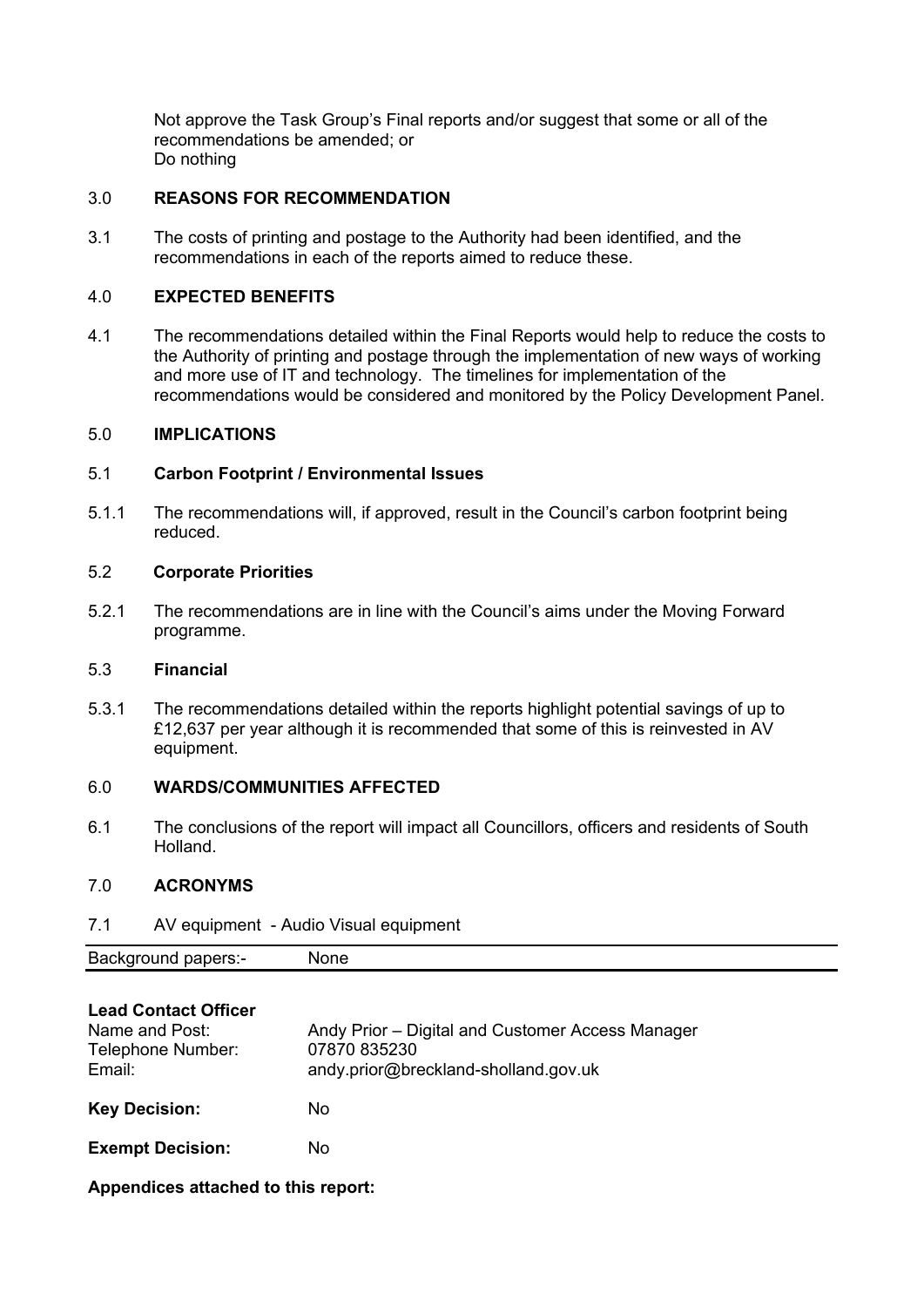Not approve the Task Group's Final reports and/or suggest that some or all of the recommendations be amended; or
Do nothing

## 3.0 REASONS FOR RECOMMENDATION

3.1 The costs of printing and postage to the Authority had been identified, and the recommendations in each of the reports aimed to reduce these.

## 4.0 EXPECTED BENEFITS

4.1 The recommendations detailed within the Final Reports would help to reduce the costs to the Authority of printing and postage through the implementation of new ways of working and more use of IT and technology. The timelines for implementation of the recommendations would be considered and monitored by the Policy Development Panel.

## 5.0 IMPLICATIONS

### 5.1 Carbon Footprint / Environmental Issues

5.1.1 The recommendations will, if approved, result in the Council's carbon footprint being reduced.

### 5.2 Corporate Priorities

5.2.1 The recommendations are in line with the Council's aims under the Moving Forward programme.

### 5.3 Financial

5.3.1 The recommendations detailed within the reports highlight potential savings of up to £12,637 per year although it is recommended that some of this is reinvested in AV equipment.

## 6.0 WARDS/COMMUNITIES AFFECTED

6.1 The conclusions of the report will impact all Councillors, officers and residents of South Holland.

## 7.0 ACRONYMS

7.1 AV equipment - Audio Visual equipment

| Background papers:- | None |
|---|---|

**Lead Contact Officer**

| | |
|---|---|
| Name and Post: | Andy Prior – Digital and Customer Access Manager |
| Telephone Number: | 07870 835230 |
| Email: | andy.prior@breckland-sholland.gov.uk |

**Key Decision:** No

**Exempt Decision:** No

**Appendices attached to this report:**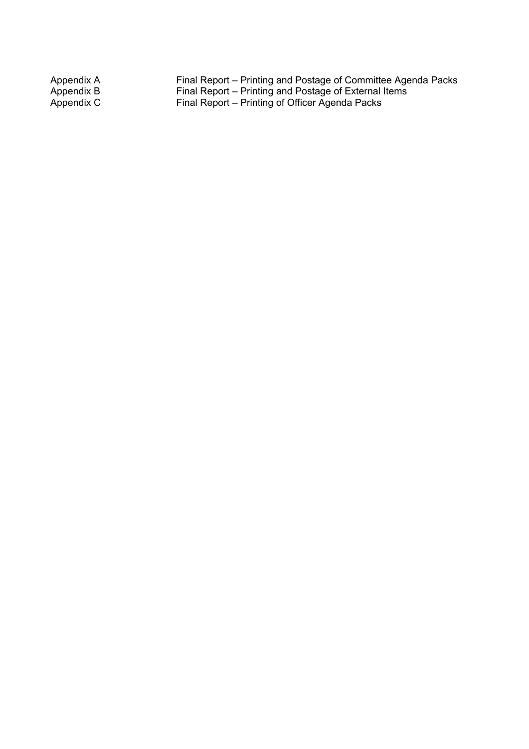| | |
|---|---|
| Appendix A | Final Report – Printing and Postage of Committee Agenda Packs |
| Appendix B | Final Report – Printing and Postage of External Items |
| Appendix C | Final Report – Printing of Officer Agenda Packs |